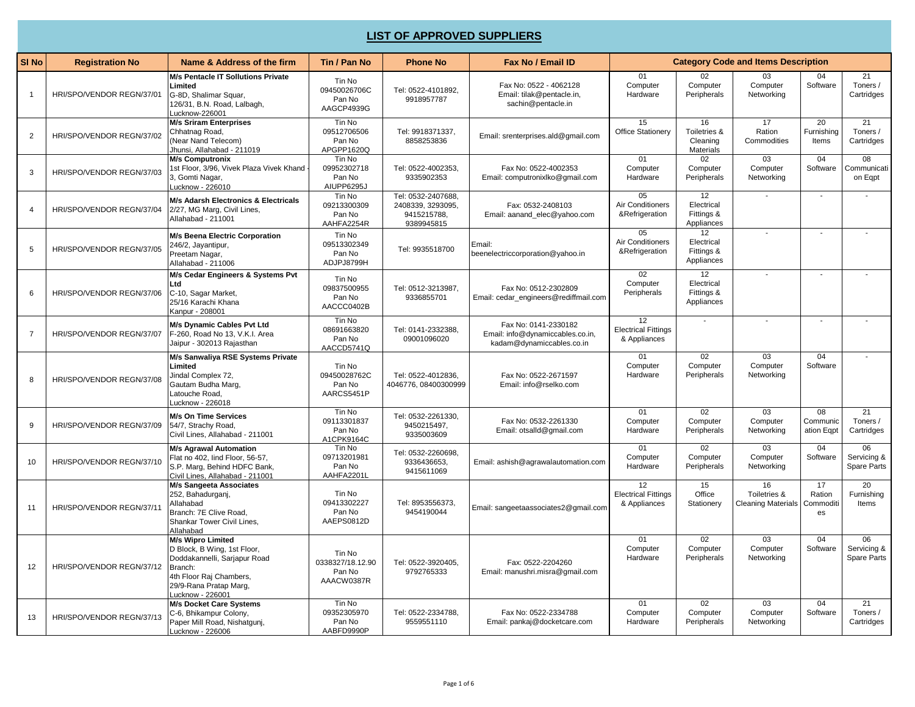# LIST OF APPROVED SUPPLIERS

| Sl No | Registration No | Name & Address of the firm | Tin / Pan No | Phone No | Fax No / Email ID | Category Code and Items Description | | | | |
|---|---|---|---|---|---|---|---|---|---|---|
| 1 | HRI/SPO/VENDOR REGN/37/01 | **M/s Pentacle IT Sollutions Private Limited**<br>G-8D, Shalimar Squar,<br>126/31, B.N. Road, Lalbagh,<br>Lucknow-226001 | Tin No 09450026706C Pan No AAGCP4939G | Tel: 0522-4101892, 9918957787 | Fax No: 0522 - 4062128<br>Email: tilak@pentacle.in, sachin@pentacle.in | 01 Computer Hardware | 02 Computer Peripherals | 03 Computer Networking | 04 Software | 21 Toners / Cartridges |
| 2 | HRI/SPO/VENDOR REGN/37/02 | **M/s Sriram Enterprises**<br>Chhatnag Road,<br>(Near Nand Telecom)<br>Jhunsi, Allahabad - 211019 | Tin No 09512706506 Pan No APGPP1620Q | Tel: 9918371337, 8858253836 | Email: srenterprises.ald@gmail.com | 15 Office Stationery | 16 Toiletries & Cleaning Materials | 17 Ration Commodities | 20 Furnishing Items | 21 Toners / Cartridges |
| 3 | HRI/SPO/VENDOR REGN/37/03 | **M/s Computronix**<br>1st Floor, 3/96, Vivek Plaza Vivek Khand - 3, Gomti Nagar,<br>Lucknow - 226010 | Tin No 09952302718 Pan No AIUPP6295J | Tel: 0522-4002353, 9335902353 | Fax No: 0522-4002353<br>Email: computronixlko@gmail.com | 01 Computer Hardware | 02 Computer Peripherals | 03 Computer Networking | 04 Software | 08 Communication Eqpt |
| 4 | HRI/SPO/VENDOR REGN/37/04 | **M/s Adarsh Electronics & Electricals**<br>2/27, MG Marg, Civil Lines,<br>Allahabad - 211001 | Tin No 09213300309 Pan No AAHFA2254R | Tel: 0532-2407688, 2408339, 3293095, 9415215788, 9389945815 | Fax: 0532-2408103<br>Email: aanand_elec@yahoo.com | 05 Air Conditioners &Refrigeration | 12 Electrical Fittings & Appliances | - | - | - |
| 5 | HRI/SPO/VENDOR REGN/37/05 | **M/s Beena Electric Corporation**<br>246/2, Jayantipur,<br>Preetam Nagar,<br>Allahabad - 211006 | Tin No 09513302349 Pan No ADJPJ8799H | Tel: 9935518700 | Email: beenelectriccorporation@yahoo.in | 05 Air Conditioners &Refrigeration | 12 Electrical Fittings & Appliances | - | - | - |
| 6 | HRI/SPO/VENDOR REGN/37/06 | **M/s Cedar Engineers & Systems Pvt Ltd**<br>C-10, Sagar Market,<br>25/16 Karachi Khana<br>Kanpur - 208001 | Tin No 09837500955 Pan No AACCC0402B | Tel: 0512-3213987, 9336855701 | Fax No: 0512-2302809<br>Email: cedar_engineers@rediffmail.com | 02 Computer Peripherals | 12 Electrical Fittings & Appliances | - | - | - |
| 7 | HRI/SPO/VENDOR REGN/37/07 | **M/s Dynamic Cables Pvt Ltd**<br>F-260, Road No 13, V.K.I. Area<br>Jaipur - 302013 Rajasthan | Tin No 08691663820 Pan No AACCD5741Q | Tel: 0141-2332388, 09001096020 | Fax No: 0141-2330182<br>Email: info@dynamiccables.co.in, kadam@dynamiccables.co.in | 12 Electrical Fittings & Appliances | - | - | - | - |
| 8 | HRI/SPO/VENDOR REGN/37/08 | **M/s Sanwaliya RSE Systems Private Limited**<br>Jindal Complex 72,<br>Gautam Budha Marg,<br>Latouche Road,<br>Lucknow - 226018 | Tin No 09450028762C Pan No AARCS5451P | Tel: 0522-4012836, 4046776, 08400300999 | Fax No: 0522-2671597<br>Email: info@rselko.com | 01 Computer Hardware | 02 Computer Peripherals | 03 Computer Networking | 04 Software | - |
| 9 | HRI/SPO/VENDOR REGN/37/09 | **M/s On Time Services**<br>54/7, Strachy Road,<br>Civil Lines, Allahabad - 211001 | Tin No 09113301837 Pan No A1CPK9164C | Tel: 0532-2261330, 9450215497, 9335003609 | Fax No: 0532-2261330<br>Email: otsalld@gmail.com | 01 Computer Hardware | 02 Computer Peripherals | 03 Computer Networking | 08 Communication Eqpt | 21 Toners / Cartridges |
| 10 | HRI/SPO/VENDOR REGN/37/10 | **M/s Agrawal Automation**<br>Flat no 402, IInd Floor, 56-57,<br>S.P. Marg, Behind HDFC Bank,<br>Civil Lines, Allahabad - 211001 | Tin No 09713201981 Pan No AAHFA2201L | Tel: 0532-2260698, 9336436653, 9415611069 | Email: ashish@agrawalautomation.com | 01 Computer Hardware | 02 Computer Peripherals | 03 Computer Networking | 04 Software | 06 Servicing & Spare Parts |
| 11 | HRI/SPO/VENDOR REGN/37/11 | **M/s Sangeeta Associates**<br>252, Bahadurganj,<br>Allahabad<br>Branch: 7E Clive Road,<br>Shankar Tower Civil Lines,<br>Allahabad | Tin No 09413302227 Pan No AAEPS0812D | Tel: 8953556373, 9454190044 | Email: sangeetaassociates2@gmail.com | 12 Electrical Fittings & Appliances | 15 Office Stationery | 16 Toiletries & Cleaning Materials | 17 Ration Commodities | 20 Furnishing Items |
| 12 | HRI/SPO/VENDOR REGN/37/12 | **M/s Wipro Limited**<br>D Block, B Wing, 1st Floor,<br>Doddakannelli, Sarjapur Road<br>Branch:<br>4th Floor Raj Chambers,<br>29/9-Rana Pratap Marg,<br>Lucknow - 226001 | Tin No 0338327/18.12.90 Pan No AAACW0387R | Tel: 0522-3920405, 9792765333 | Fax: 0522-2204260<br>Email: manushri.misra@gmail.com | 01 Computer Hardware | 02 Computer Peripherals | 03 Computer Networking | 04 Software | 06 Servicing & Spare Parts |
| 13 | HRI/SPO/VENDOR REGN/37/13 | **M/s Docket Care Systems**<br>C-6, Bhikampur Colony,<br>Paper Mill Road, Nishatgunj,<br>Lucknow - 226006 | Tin No 09352305970 Pan No AABFD9990P | Tel: 0522-2334788, 9559551110 | Fax No: 0522-2334788<br>Email: pankaj@docketcare.com | 01 Computer Hardware | 02 Computer Peripherals | 03 Computer Networking | 04 Software | 21 Toners / Cartridges |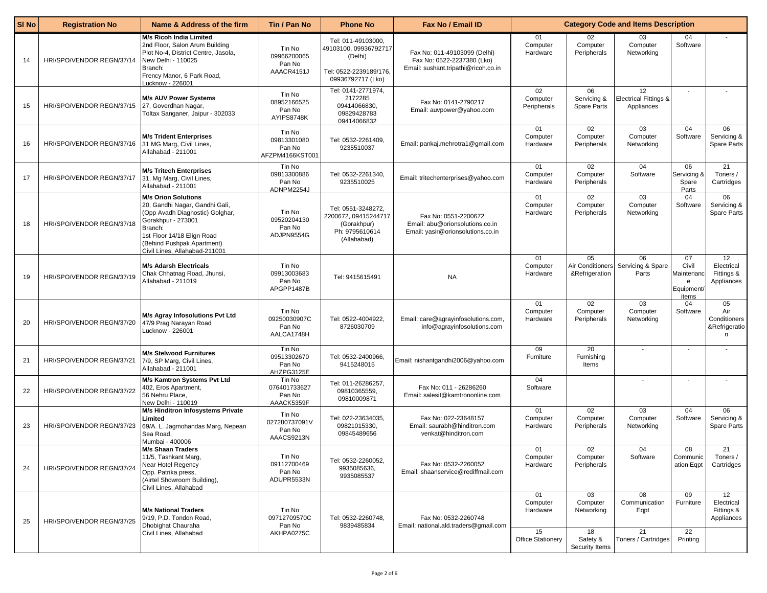| Sl No | Registration No | Name & Address of the firm | Tin / Pan No | Phone No | Fax No / Email ID | Category Code and Items Description | | | | |
|---|---|---|---|---|---|---|---|---|---|---|
| 14 | HRI/SPO/VENDOR REGN/37/14 | **M/s Ricoh India Limited**<br>2nd Floor, Salon Arum Building<br>Plot No-4, District Centre, Jasola,<br>New Delhi - 110025<br>Branch:<br>Frency Manor, 6 Park Road,<br>Lucknow - 226001 | Tin No<br>09966200065<br>Pan No<br>AAACR4151J | Tel: 011-49103000, 49103100, 09936792717 (Delhi)<br>Tel: 0522-2239189/176, 09936792717 (Lko) | Fax No: 011-49103099 (Delhi)<br>Fax No: 0522-2237380 (Lko)<br>Email: sushant.tripathi@ricoh.co.in | 01<br>Computer Hardware | 02<br>Computer Peripherals | 03<br>Computer Networking | 04<br>Software | - |
| 15 | HRI/SPO/VENDOR REGN/37/15 | **M/s AUV Power Systems**<br>27, Goverdhan Nagar,<br>Toltax Sanganer, Jaipur - 302033 | Tin No<br>08952166525<br>Pan No<br>AYIPS8748K | Tel: 0141-2771974, 2172285<br>09414066830,<br>09829428783<br>09414066832 | Fax No: 0141-2790217<br>Email: auvpower@yahoo.com | 02<br>Computer Peripherals | 06<br>Servicing & Spare Parts | 12<br>Electrical Fittings & Appliances | - | - |
| 16 | HRI/SPO/VENDOR REGN/37/16 | **M/s Trident Enterprises**<br>31 MG Marg, Civil Lines,<br>Allahabad - 211001 | Tin No<br>09813301080<br>Pan No<br>AFZPM4166KST001 | Tel: 0532-2261409, 9235510037 | Email: pankaj.mehrotra1@gmail.com | 01<br>Computer Hardware | 02<br>Computer Peripherals | 03<br>Computer Networking | 04<br>Software | 06<br>Servicing & Spare Parts |
| 17 | HRI/SPO/VENDOR REGN/37/17 | **M/s Tritech Enterprises**<br>31, Mg Marg, Civil Lines,<br>Allahabad - 211001 | Tin No<br>09813300886<br>Pan No<br>ADNPM2254J | Tel: 0532-2261340, 9235510025 | Email: tritechenterprises@yahoo.com | 01<br>Computer Hardware | 02<br>Computer Peripherals | 04<br>Software | 06<br>Servicing & Spare Parts | 21<br>Toners / Cartridges |
| 18 | HRI/SPO/VENDOR REGN/37/18 | **M/s Orion Solutions**<br>20, Gandhi Nagar, Gandhi Gali,<br>(Opp Avadh Diagnostic) Golghar,<br>Gorakhpur - 273001<br>Branch:<br>1st Floor 14/18 Elign Road<br>(Behind Pushpak Apartment)<br>Civil Lines, Allahabad-211001 | Tin No<br>09520204130<br>Pan No<br>ADJPN9554G | Tel: 0551-3248272, 2200672, 09415244717 (Gorakhpur)<br>Ph: 9795610614 (Allahabad) | Fax No: 0551-2200672<br>Email: abu@orionsolutions.co.in<br>Email: yasir@orionsolutions.co.in | 01<br>Computer Hardware | 02<br>Computer Peripherals | 03<br>Computer Networking | 04<br>Software | 06<br>Servicing & Spare Parts |
| 19 | HRI/SPO/VENDOR REGN/37/19 | **M/s Adarsh Electricals**<br>Chak Chhatnag Road, Jhunsi,<br>Allahabad - 211019 | Tin No<br>09913003683<br>Pan No<br>APGPP1487B | Tel: 9415615491 | NA | 01<br>Computer Hardware | 05<br>Air Conditioners &Refrigeration | 06<br>Servicing & Spare Parts | 07<br>Civil Maintenance Equipment/ items | 12<br>Electrical Fittings & Appliances |
| 20 | HRI/SPO/VENDOR REGN/37/20 | **M/s Agray Infosolutions Pvt Ltd**<br>47/9 Prag Narayan Road<br>Lucknow - 226001 | Tin No<br>09250030907C<br>Pan No<br>AALCA1748H | Tel: 0522-4004922, 8726030709 | Email: care@agrayinfosolutions.com, info@agrayinfosolutions.com | 01<br>Computer Hardware | 02<br>Computer Peripherals | 03<br>Computer Networking | 04<br>Software | 05<br>Air Conditioners &Refrigeration |
| 21 | HRI/SPO/VENDOR REGN/37/21 | **M/s Stelwood Furnitures**<br>7/9, SP Marg, Civil Lines,<br>Allahabad - 211001 | Tin No<br>09513302670<br>Pan No<br>AHZPG3125E | Tel: 0532-2400966, 9415248015 | Email: nishantgandhi2006@yahoo.com | 09<br>Furniture | 20<br>Furnishing Items | - | - | - |
| 22 | HRI/SPO/VENDOR REGN/37/22 | **M/s Kamtron Systems Pvt Ltd**<br>402, Eros Apartment,<br>56 Nehru Place,<br>New Delhi - 110019 | Tin No<br>076401733627<br>Pan No<br>AAACK5359F | Tel: 011-26286257, 09810365559, 09810009871 | Fax No: 011 - 26286260<br>Email: salesit@kamtrononline.com | 04<br>Software | | - | - | - |
| 23 | HRI/SPO/VENDOR REGN/37/23 | **M/s Hinditron Infosystems Private Limited**<br>69/A. L. Jagmohandas Marg, Nepean Sea Road,<br>Mumbai - 400006 | Tin No<br>027280737091V<br>Pan No<br>AAACS9213N | Tel: 022-23634035, 09821015330, 09845489656 | Fax No: 022-23648157<br>Email: saurabh@hinditron.com<br>venkat@hinditron.com | 01<br>Computer Hardware | 02<br>Computer Peripherals | 03<br>Computer Networking | 04<br>Software | 06<br>Servicing & Spare Parts |
| 24 | HRI/SPO/VENDOR REGN/37/24 | **M/s Shaan Traders**<br>11/5, Tashkant Marg,<br>Near Hotel Regency<br>Opp. Patrika press,<br>(Airtel Showroom Building),<br>Civil Lines, Allahabad | Tin No<br>09112700469<br>Pan No<br>ADUPR5533N | Tel: 0532-2260052, 9935085636, 9935085537 | Fax No: 0532-2260052<br>Email: shaanservice@rediffmail.com | 01<br>Computer Hardware | 02<br>Computer Peripherals | 04<br>Software | 08<br>Communication Eqpt | 21<br>Toners / Cartridges |
| 25 | HRI/SPO/VENDOR REGN/37/25 | **M/s National Traders**<br>9/19, P.D. Tondon Road,<br>Dhobighat Chauraha<br>Civil Lines, Allahabad | Tin No<br>09712709570C<br>Pan No<br>AKHPA0275C | Tel: 0532-2260748, 9839485834 | Fax No: 0532-2260748<br>Email: national.ald.traders@gmail.com | 01<br>Computer Hardware | 03<br>Computer Networking | 08<br>Communication Eqpt | 09<br>Furniture | 12<br>Electrical Fittings & Appliances |
| | | | | | | 15<br>Office Stationery | 18<br>Safety & Security Items | 21<br>Toners / Cartridges | 22<br>Printing | |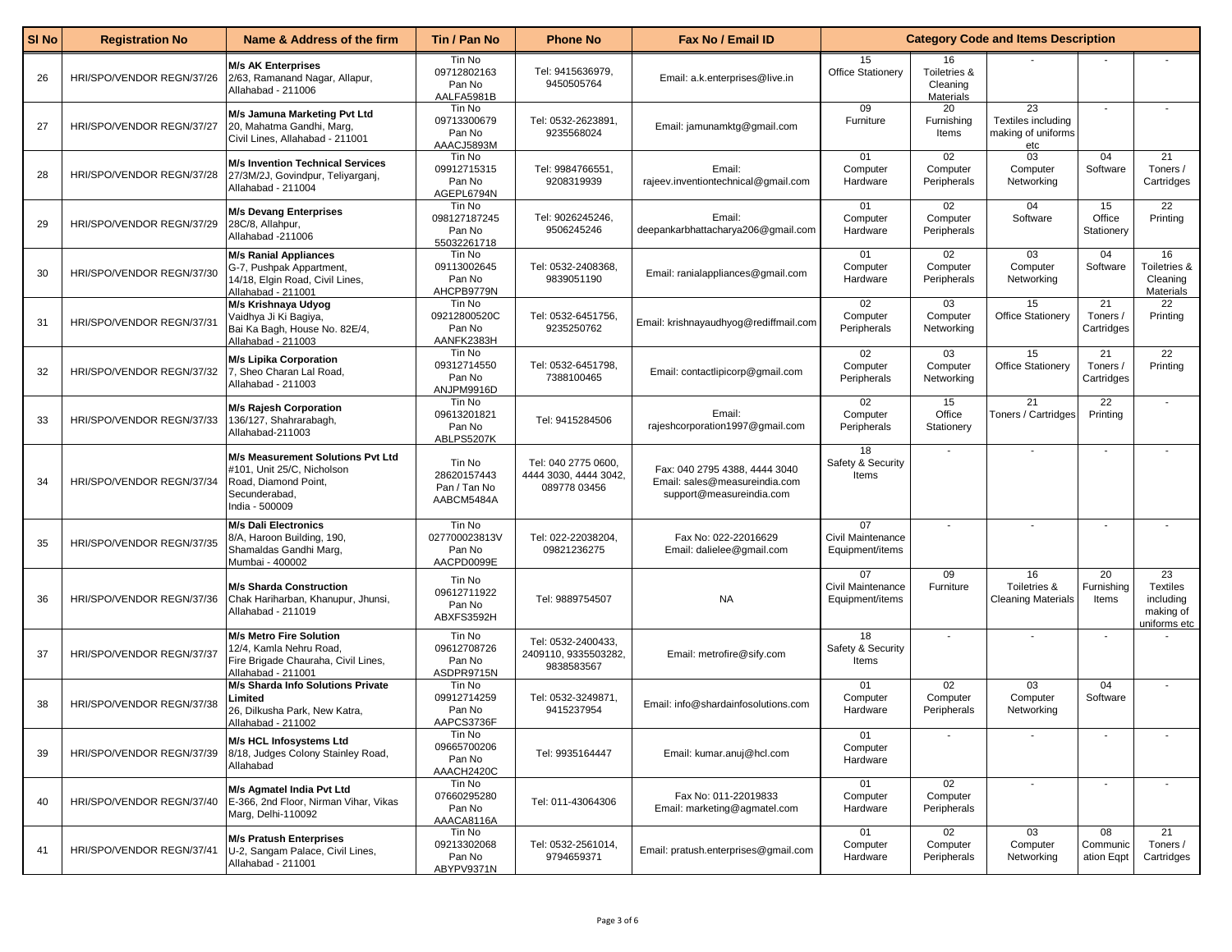| Sl No | Registration No | Name & Address of the firm | Tin / Pan No | Phone No | Fax No / Email ID | Category Code and Items Description | | | | |
|---|---|---|---|---|---|---|---|---|---|---|
| 26 | HRI/SPO/VENDOR REGN/37/26 | **M/s AK Enterprises** 2/63, Ramanand Nagar, Allapur, Allahabad - 211006 | Tin No 09712802163 Pan No AALFA5981B | Tel: 9415636979, 9450505764 | Email: a.k.enterprises@live.in | 15 Office Stationery | 16 Toiletries & Cleaning Materials | - | - | - |
| 27 | HRI/SPO/VENDOR REGN/37/27 | **M/s Jamuna Marketing Pvt Ltd** 20, Mahatma Gandhi, Marg, Civil Lines, Allahabad - 211001 | Tin No 09713300679 Pan No AAACJ5893M | Tel: 0532-2623891, 9235568024 | Email: jamunamktg@gmail.com | 09 Furniture | 20 Furnishing Items | 23 Textiles including making of uniforms etc | - | - |
| 28 | HRI/SPO/VENDOR REGN/37/28 | **M/s Invention Technical Services** 27/3M/2J, Govindpur, Teliyarganj, Allahabad - 211004 | Tin No 09912715315 Pan No AGEPL6794N | Tel: 9984766551, 9208319939 | Email: rajeev.inventiontechnical@gmail.com | 01 Computer Hardware | 02 Computer Peripherals | 03 Computer Networking | 04 Software | 21 Toners / Cartridges |
| 29 | HRI/SPO/VENDOR REGN/37/29 | **M/s Devang Enterprises** 28C/8, Allahpur, Allahabad -211006 | Tin No 098127187245 Pan No 55032261718 | Tel: 9026245246, 9506245246 | Email: deepankarbhattacharya206@gmail.com | 01 Computer Hardware | 02 Computer Peripherals | 04 Software | 15 Office Stationery | 22 Printing |
| 30 | HRI/SPO/VENDOR REGN/37/30 | **M/s Ranial Appliances** G-7, Pushpak Appartment, 14/18, Elgin Road, Civil Lines, Allahabad - 211001 | Tin No 09113002645 Pan No AHCPB9779N | Tel: 0532-2408368, 9839051190 | Email: ranialappliances@gmail.com | 01 Computer Hardware | 02 Computer Peripherals | 03 Computer Networking | 04 Software | 16 Toiletries & Cleaning Materials |
| 31 | HRI/SPO/VENDOR REGN/37/31 | **M/s Krishnaya Udyog** Vaidhya Ji Ki Bagiya, Bai Ka Bagh, House No. 82E/4, Allahabad - 211003 | Tin No 09212800520C Pan No AANFK2383H | Tel: 0532-6451756, 9235250762 | Email: krishnayaudhyog@rediffmail.com | 02 Computer Peripherals | 03 Computer Networking | 15 Office Stationery | 21 Toners / Cartridges | 22 Printing |
| 32 | HRI/SPO/VENDOR REGN/37/32 | **M/s Lipika Corporation** 7, Sheo Charan Lal Road, Allahabad - 211003 | Tin No 09312714550 Pan No ANJPM9916D | Tel: 0532-6451798, 7388100465 | Email: contactlipicorp@gmail.com | 02 Computer Peripherals | 03 Computer Networking | 15 Office Stationery | 21 Toners / Cartridges | 22 Printing |
| 33 | HRI/SPO/VENDOR REGN/37/33 | **M/s Rajesh Corporation** 136/127, Shahrarabagh, Allahabad-211003 | Tin No 09613201821 Pan No ABLPS5207K | Tel: 9415284506 | Email: rajeshcorporation1997@gmail.com | 02 Computer Peripherals | 15 Office Stationery | 21 Toners / Cartridges | 22 Printing | - |
| 34 | HRI/SPO/VENDOR REGN/37/34 | **M/s Measurement Solutions Pvt Ltd** #101, Unit 25/C, Nicholson Road, Diamond Point, Secunderabad, India - 500009 | Tin No 28620157443 Pan / Tan No AABCM5484A | Tel: 040 2775 0600, 4444 3030, 4444 3042, 089778 03456 | Fax: 040 2795 4388, 4444 3040 Email: sales@measureindia.com support@measureindia.com | 18 Safety & Security Items | - | - | - | - |
| 35 | HRI/SPO/VENDOR REGN/37/35 | **M/s Dali Electronics** 8/A, Haroon Building, 190, Shamaldas Gandhi Marg, Mumbai - 400002 | Tin No 027700023813V Pan No AACPD0099E | Tel: 022-22038204, 09821236275 | Fax No: 022-22016629 Email: dalielee@gmail.com | 07 Civil Maintenance Equipment/items | - | - | - | - |
| 36 | HRI/SPO/VENDOR REGN/37/36 | **M/s Sharda Construction** Chak Hariharban, Khanupur, Jhunsi, Allahabad - 211019 | Tin No 09612711922 Pan No ABXFS3592H | Tel: 9889754507 | NA | 07 Civil Maintenance Equipment/items | 09 Furniture | 16 Toiletries & Cleaning Materials | 20 Furnishing Items | 23 Textiles including making of uniforms etc |
| 37 | HRI/SPO/VENDOR REGN/37/37 | **M/s Metro Fire Solution** 12/4, Kamla Nehru Road, Fire Brigade Chauraha, Civil Lines, Allahabad - 211001 | Tin No 09612708726 Pan No ASDPR9715N | Tel: 0532-2400433, 2409110, 9335503282, 9838583567 | Email: metrofire@sify.com | 18 Safety & Security Items | - | - | - | - |
| 38 | HRI/SPO/VENDOR REGN/37/38 | **M/s Sharda Info Solutions Private Limited** 26, Dilkusha Park, New Katra, Allahabad - 211002 | Tin No 09912714259 Pan No AAPCS3736F | Tel: 0532-3249871, 9415237954 | Email: info@shardainfosolutions.com | 01 Computer Hardware | 02 Computer Peripherals | 03 Computer Networking | 04 Software | - |
| 39 | HRI/SPO/VENDOR REGN/37/39 | **M/s HCL Infosystems Ltd** 8/18, Judges Colony Stainley Road, Allahabad | Tin No 09665700206 Pan No AAACH2420C | Tel: 9935164447 | Email: kumar.anuj@hcl.com | 01 Computer Hardware | - | - | - | - |
| 40 | HRI/SPO/VENDOR REGN/37/40 | **M/s Agmatel India Pvt Ltd** E-366, 2nd Floor, Nirman Vihar, Vikas Marg, Delhi-110092 | Tin No 07660295280 Pan No AAACA8116A | Tel: 011-43064306 | Fax No: 011-22019833 Email: marketing@agmatel.com | 01 Computer Hardware | 02 Computer Peripherals | - | - | - |
| 41 | HRI/SPO/VENDOR REGN/37/41 | **M/s Pratush Enterprises** U-2, Sangam Palace, Civil Lines, Allahabad - 211001 | Tin No 09213302068 Pan No ABYPV9371N | Tel: 0532-2561014, 9794659371 | Email: pratush.enterprises@gmail.com | 01 Computer Hardware | 02 Computer Peripherals | 03 Computer Networking | 08 Communication Eqpt | 21 Toners / Cartridges |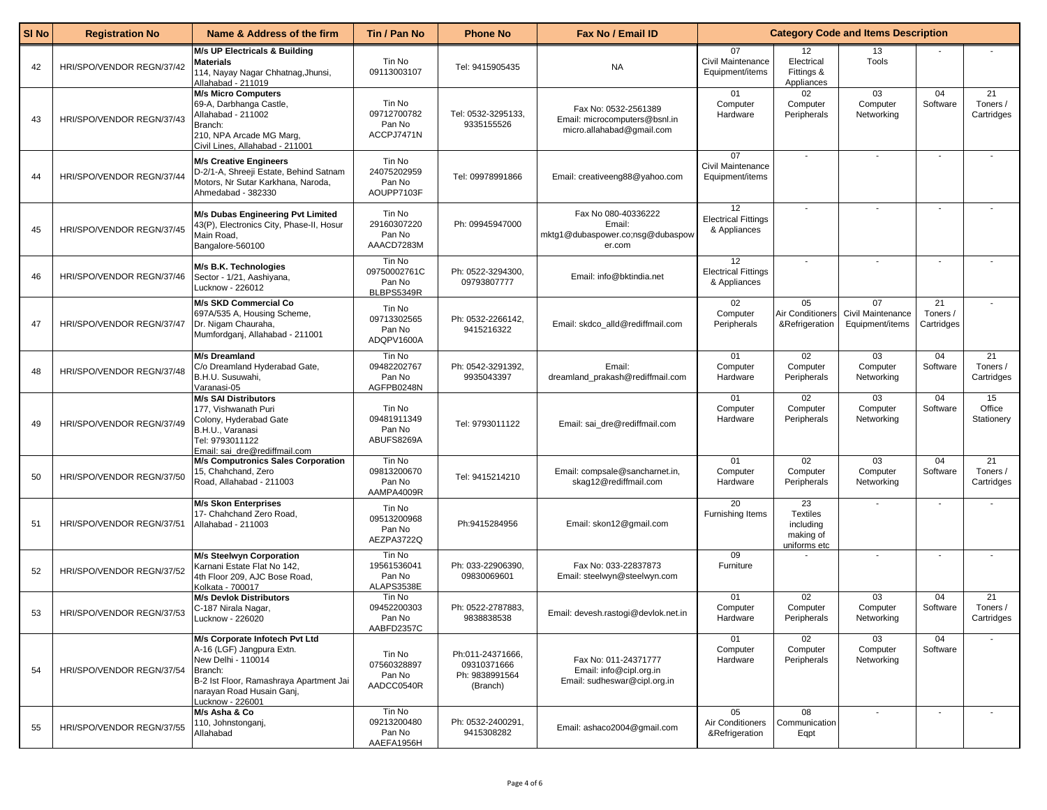| Sl No | Registration No | Name & Address of the firm | Tin / Pan No | Phone No | Fax No / Email ID | Category Code and Items Description | | | | |
|---|---|---|---|---|---|---|---|---|---|---|
| 42 | HRI/SPO/VENDOR REGN/37/42 | **M/s UP Electricals & Building Materials** 114, Nayay Nagar Chhatnag,Jhunsi, Allahabad - 211019 | Tin No 09113003107 | Tel: 9415905435 | NA | 07 Civil Maintenance Equipment/items | 12 Electrical Fittings & Appliances | 13 Tools | - | - |
| 43 | HRI/SPO/VENDOR REGN/37/43 | **M/s Micro Computers** 69-A, Darbhanga Castle, Allahabad - 211002 Branch: 210, NPA Arcade MG Marg, Civil Lines, Allahabad - 211001 | Tin No 09712700782 Pan No ACCPJ7471N | Tel: 0532-3295133, 9335155526 | Fax No: 0532-2561389 Email: microcomputers@bsnl.in micro.allahabad@gmail.com | 01 Computer Hardware | 02 Computer Peripherals | 03 Computer Networking | 04 Software | 21 Toners / Cartridges |
| 44 | HRI/SPO/VENDOR REGN/37/44 | **M/s Creative Engineers** D-2/1-A, Shreeji Estate, Behind Satnam Motors, Nr Sutar Karkhana, Naroda, Ahmedabad - 382330 | Tin No 24075202959 Pan No AOUPP7103F | Tel: 09978991866 | Email: creativeeng88@yahoo.com | 07 Civil Maintenance Equipment/items | - | - | - | - |
| 45 | HRI/SPO/VENDOR REGN/37/45 | **M/s Dubas Engineering Pvt Limited** 43(P), Electronics City, Phase-II, Hosur Main Road, Bangalore-560100 | Tin No 29160307220 Pan No AAACD7283M | Ph: 09945947000 | Fax No 080-40336222 Email: mktg1@dubaspower.co;nsg@dubaspower.com | 12 Electrical Fittings & Appliances | - | - | - | - |
| 46 | HRI/SPO/VENDOR REGN/37/46 | **M/s B.K. Technologies** Sector - 1/21, Aashiyana, Lucknow - 226012 | Tin No 09750002761C Pan No BLBPS5349R | Ph: 0522-3294300, 09793807777 | Email: info@bktindia.net | 12 Electrical Fittings & Appliances | - | - | - | - |
| 47 | HRI/SPO/VENDOR REGN/37/47 | **M/s SKD Commercial Co** 697A/535 A, Housing Scheme, Dr. Nigam Chauraha, Mumfordganj, Allahabad - 211001 | Tin No 09713302565 Pan No ADQPV1600A | Ph: 0532-2266142, 9415216322 | Email: skdco_alld@rediffmail.com | 02 Computer Peripherals | 05 Air Conditioners &Refrigeration | 07 Civil Maintenance Equipment/items | 21 Toners / Cartridges | - |
| 48 | HRI/SPO/VENDOR REGN/37/48 | **M/s Dreamland** C/o Dreamland Hyderabad Gate, B.H.U. Susuwahi, Varanasi-05 | Tin No 09482202767 Pan No AGFPB0248N | Ph: 0542-3291392, 9935043397 | Email: dreamland_prakash@rediffmail.com | 01 Computer Hardware | 02 Computer Peripherals | 03 Computer Networking | 04 Software | 21 Toners / Cartridges |
| 49 | HRI/SPO/VENDOR REGN/37/49 | **M/s SAI Distributors** 177, Vishwanath Puri Colony, Hyderabad Gate B.H.U., Varanasi Tel: 9793011122 Email: sai_dre@rediffmail.com | Tin No 09481911349 Pan No ABUFS8269A | Tel: 9793011122 | Email: sai_dre@rediffmail.com | 01 Computer Hardware | 02 Computer Peripherals | 03 Computer Networking | 04 Software | 15 Office Stationery |
| 50 | HRI/SPO/VENDOR REGN/37/50 | **M/s Computronics Sales Corporation** 15, Chahchand, Zero Road, Allahabad - 211003 | Tin No 09813200670 Pan No AAMPA4009R | Tel: 9415214210 | Email: compsale@sancharnet.in, skag12@rediffmail.com | 01 Computer Hardware | 02 Computer Peripherals | 03 Computer Networking | 04 Software | 21 Toners / Cartridges |
| 51 | HRI/SPO/VENDOR REGN/37/51 | **M/s Skon Enterprises** 17- Chahchand Zero Road, Allahabad - 211003 | Tin No 09513200968 Pan No AEZPA3722Q | Ph:9415284956 | Email: skon12@gmail.com | 20 Furnishing Items | 23 Textiles including making of uniforms etc | - | - | - |
| 52 | HRI/SPO/VENDOR REGN/37/52 | **M/s Steelwyn Corporation** Karnani Estate Flat No 142, 4th Floor 209, AJC Bose Road, Kolkata - 700017 | Tin No 19561536041 Pan No ALAPS3538E | Ph: 033-22906390, 09830069601 | Fax No: 033-22837873 Email: steelwyn@steelwyn.com | 09 Furniture | - | - | - | - |
| 53 | HRI/SPO/VENDOR REGN/37/53 | **M/s Devlok Distributors** C-187 Nirala Nagar, Lucknow - 226020 | Tin No 09452200303 Pan No AABFD2357C | Ph: 0522-2787883, 9838838538 | Email: devesh.rastogi@devlok.net.in | 01 Computer Hardware | 02 Computer Peripherals | 03 Computer Networking | 04 Software | 21 Toners / Cartridges |
| 54 | HRI/SPO/VENDOR REGN/37/54 | **M/s Corporate Infotech Pvt Ltd** A-16 (LGF) Jangpura Extn. New Delhi - 110014 Branch: B-2 Ist Floor, Ramashraya Apartment Jai narayan Road Husain Ganj, Lucknow - 226001 | Tin No 07560328897 Pan No AADCC0540R | Ph:011-24371666, 09310371666 Ph: 9838991564 (Branch) | Fax No: 011-24371777 Email: info@cipl.org.in Email: sudheswar@cipl.org.in | 01 Computer Hardware | 02 Computer Peripherals | 03 Computer Networking | 04 Software | - |
| 55 | HRI/SPO/VENDOR REGN/37/55 | **M/s Asha & Co** 110, Johnstonganj, Allahabad | Tin No 09213200480 Pan No AAEFA1956H | Ph: 0532-2400291, 9415308282 | Email: ashaco2004@gmail.com | 05 Air Conditioners &Refrigeration | 08 Communication Eqpt | - | - | - |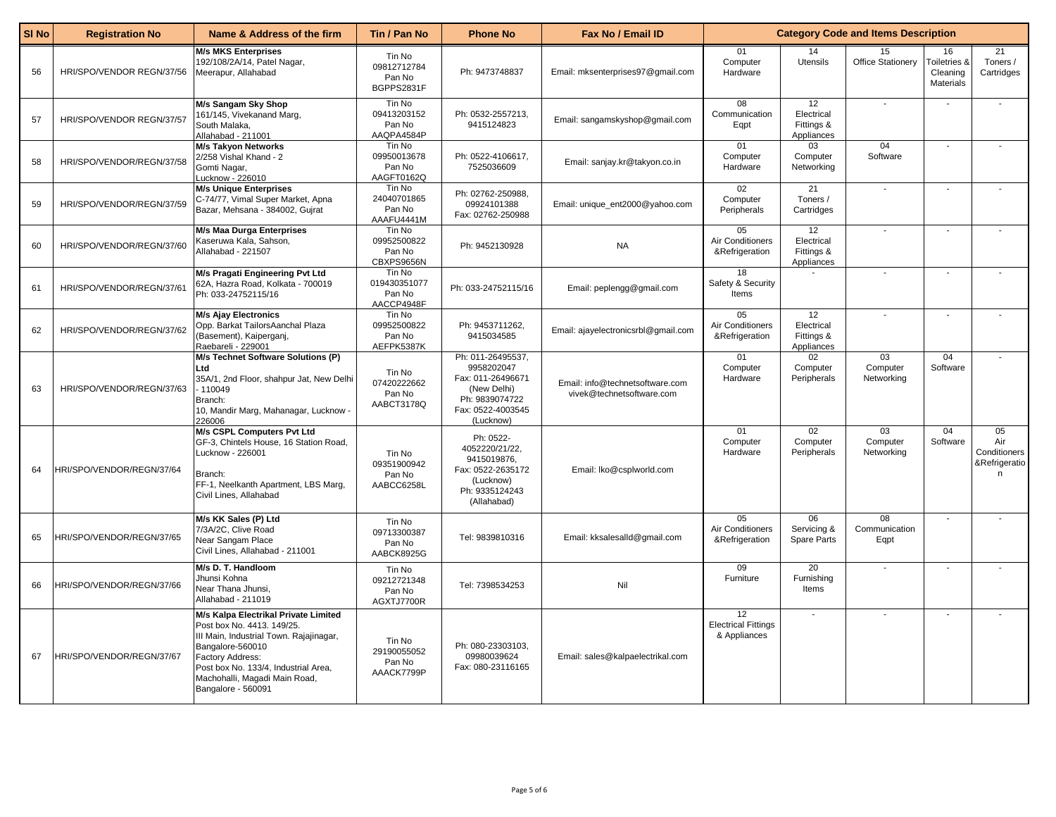| Sl No | Registration No | Name & Address of the firm | Tin / Pan No | Phone No | Fax No / Email ID | Category Code and Items Description | | | | |
|---|---|---|---|---|---|---|---|---|---|---|
| 56 | HRI/SPO/VENDOR REGN/37/56 | **M/s MKS Enterprises**<br>192/108/2A/14, Patel Nagar,<br>Meerapur, Allahabad | Tin No<br>09812712784<br>Pan No<br>BGPPS2831F | Ph: 9473748837 | Email: mksenterprises97@gmail.com | 01<br>Computer Hardware | 14<br>Utensils | 15<br>Office Stationery | 16<br>Toiletries & Cleaning Materials | 21<br>Toners / Cartridges |
| 57 | HRI/SPO/VENDOR REGN/37/57 | **M/s Sangam Sky Shop**<br>161/145, Vivekanand Marg,<br>South Malaka,<br>Allahabad - 211001 | Tin No<br>09413203152<br>Pan No<br>AAQPA4584P | Ph: 0532-2557213,<br>9415124823 | Email: sangamskyshop@gmail.com | 08<br>Communication Eqpt | 12<br>Electrical Fittings & Appliances | - | - | - |
| 58 | HRI/SPO/VENDOR/REGN/37/58 | **M/s Takyon Networks**<br>2/258 Vishal Khand - 2<br>Gomti Nagar,<br>Lucknow - 226010 | Tin No<br>09950013678<br>Pan No<br>AAGFT0162Q | Ph: 0522-4106617,<br>7525036609 | Email: sanjay.kr@takyon.co.in | 01<br>Computer Hardware | 03<br>Computer Networking | 04<br>Software | - | - |
| 59 | HRI/SPO/VENDOR/REGN/37/59 | **M/s Unique Enterprises**<br>C-74/77, Vimal Super Market, Apna Bazar, Mehsana - 384002, Gujrat | Tin No<br>24040701865<br>Pan No<br>AAAFU4441M | Ph: 02762-250988,<br>09924101388<br>Fax: 02762-250988 | Email: unique_ent2000@yahoo.com | 02<br>Computer Peripherals | 21<br>Toners / Cartridges | - | - | - |
| 60 | HRI/SPO/VENDOR/REGN/37/60 | **M/s Maa Durga Enterprises**<br>Kaseruwa Kala, Sahson,<br>Allahabad - 221507 | Tin No<br>09952500822<br>Pan No<br>CBXPS9656N | Ph: 9452130928 | NA | 05<br>Air Conditioners &Refrigeration | 12<br>Electrical Fittings & Appliances | - | - | - |
| 61 | HRI/SPO/VENDOR/REGN/37/61 | **M/s Pragati Engineering Pvt Ltd**<br>62A, Hazra Road, Kolkata - 700019<br>Ph: 033-24752115/16 | Tin No<br>019430351077<br>Pan No<br>AACCP4948F | Ph: 033-24752115/16 | Email: peplengg@gmail.com | 18<br>Safety & Security Items | - | - | - | - |
| 62 | HRI/SPO/VENDOR/REGN/37/62 | **M/s Ajay Electronics**<br>Opp. Barkat TailorsAanchal Plaza (Basement), Kaiperganj,<br>Raebareli - 229001 | Tin No<br>09952500822<br>Pan No<br>AEFPK5387K | Ph: 9453711262,<br>9415034585 | Email: ajayelectronicsrbl@gmail.com | 05<br>Air Conditioners &Refrigeration | 12<br>Electrical Fittings & Appliances | - | - | - |
| 63 | HRI/SPO/VENDOR/REGN/37/63 | **M/s Technet Software Solutions (P) Ltd**<br>35A/1, 2nd Floor, shahpur Jat, New Delhi - 110049<br>Branch:<br>10, Mandir Marg, Mahanagar, Lucknow - 226006 | Tin No<br>07420222662<br>Pan No<br>AABCT3178Q | Ph: 011-26495537,<br>9958202047<br>Fax: 011-26496671<br>(New Delhi)<br>Ph: 9839074722<br>Fax: 0522-4003545<br>(Lucknow) | Email: info@technetsoftware.com<br>vivek@technetsoftware.com | 01<br>Computer Hardware | 02<br>Computer Peripherals | 03<br>Computer Networking | 04<br>Software | - |
| 64 | HRI/SPO/VENDOR/REGN/37/64 | **M/s CSPL Computers Pvt Ltd**<br>GF-3, Chintels House, 16 Station Road, Lucknow - 226001<br><br>Branch:<br>FF-1, Neelkanth Apartment, LBS Marg, Civil Lines, Allahabad | Tin No<br>09351900942<br>Pan No<br>AABCC6258L | Ph: 0522-4052220/21/22,<br>9415019876,<br>Fax: 0522-2635172<br>(Lucknow)<br>Ph: 9335124243<br>(Allahabad) | Email: lko@csplworld.com | 01<br>Computer Hardware | 02<br>Computer Peripherals | 03<br>Computer Networking | 04<br>Software | 05<br>Air Conditioners &Refrigeration |
| 65 | HRI/SPO/VENDOR/REGN/37/65 | **M/s KK Sales (P) Ltd**<br>7/3A/2C, Clive Road<br>Near Sangam Place<br>Civil Lines, Allahabad - 211001 | Tin No<br>09713300387<br>Pan No<br>AABCK8925G | Tel: 9839810316 | Email: kksalesalld@gmail.com | 05<br>Air Conditioners &Refrigeration | 06<br>Servicing & Spare Parts | 08<br>Communication Eqpt | - | - |
| 66 | HRI/SPO/VENDOR/REGN/37/66 | **M/s D. T. Handloom**<br>Jhunsi Kohna<br>Near Thana Jhunsi,<br>Allahabad - 211019 | Tin No<br>09212721348<br>Pan No<br>AGXTJ7700R | Tel: 7398534253 | Nil | 09<br>Furniture | 20<br>Furnishing Items | - | - | - |
| 67 | HRI/SPO/VENDOR/REGN/37/67 | **M/s Kalpa Electrikal Private Limited**<br>Post box No. 4413. 149/25.<br>III Main, Industrial Town. Rajajinagar, Bangalore-560010<br>Factory Address:<br>Post box No. 133/4, Industrial Area, Machohalli, Magadi Main Road, Bangalore - 560091 | Tin No<br>29190055052<br>Pan No<br>AAACK7799P | Ph: 080-23303103,<br>09980039624<br>Fax: 080-23116165 | Email: sales@kalpaelectrikal.com | 12<br>Electrical Fittings & Appliances | - | - | - | - |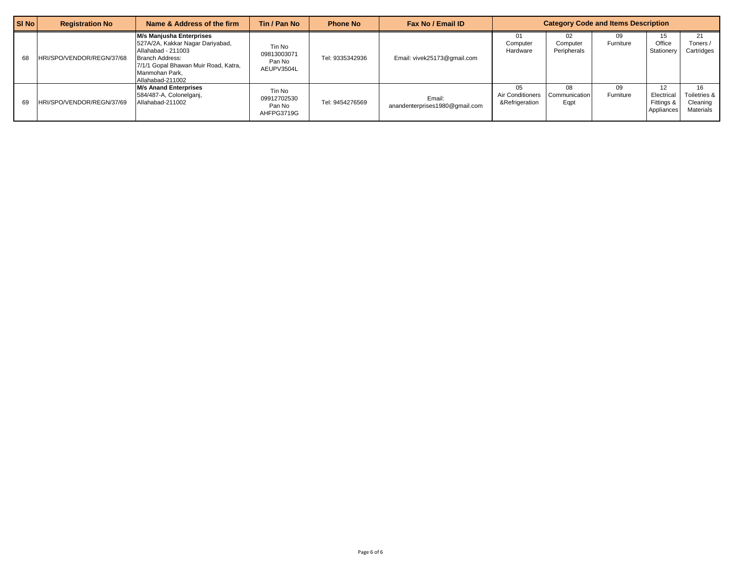| Sl No | Registration No | Name & Address of the firm | Tin / Pan No | Phone No | Fax No / Email ID | Category Code and Items Description | | | | |
|---|---|---|---|---|---|---|---|---|---|---|
| 68 | HRI/SPO/VENDOR/REGN/37/68 | **M/s Manjusha Enterprises** 527A/2A, Kakkar Nagar Dariyabad, Allahabad - 211003 Branch Address: 7/1/1 Gopal Bhawan Muir Road, Katra, Manmohan Park, Allahabad-211002 | Tin No 09813003071 Pan No AEUPV3504L | Tel: 9335342936 | Email: vivek25173@gmail.com | 01 Computer Hardware | 02 Computer Peripherals | 09 Furniture | 15 Office Stationery | 21 Toners / Cartridges |
| 69 | HRI/SPO/VENDOR/REGN/37/69 | **M/s Anand Enterprises** 584/487-A, Colonelganj, Allahabad-211002 | Tin No 09912702530 Pan No AHFPG3719G | Tel: 9454276569 | Email: anandenterprises1980@gmail.com | 05 Air Conditioners &Refrigeration | 08 Communication Eqpt | 09 Furniture | 12 Electrical Fittings & Appliances | 16 Toiletries & Cleaning Materials |